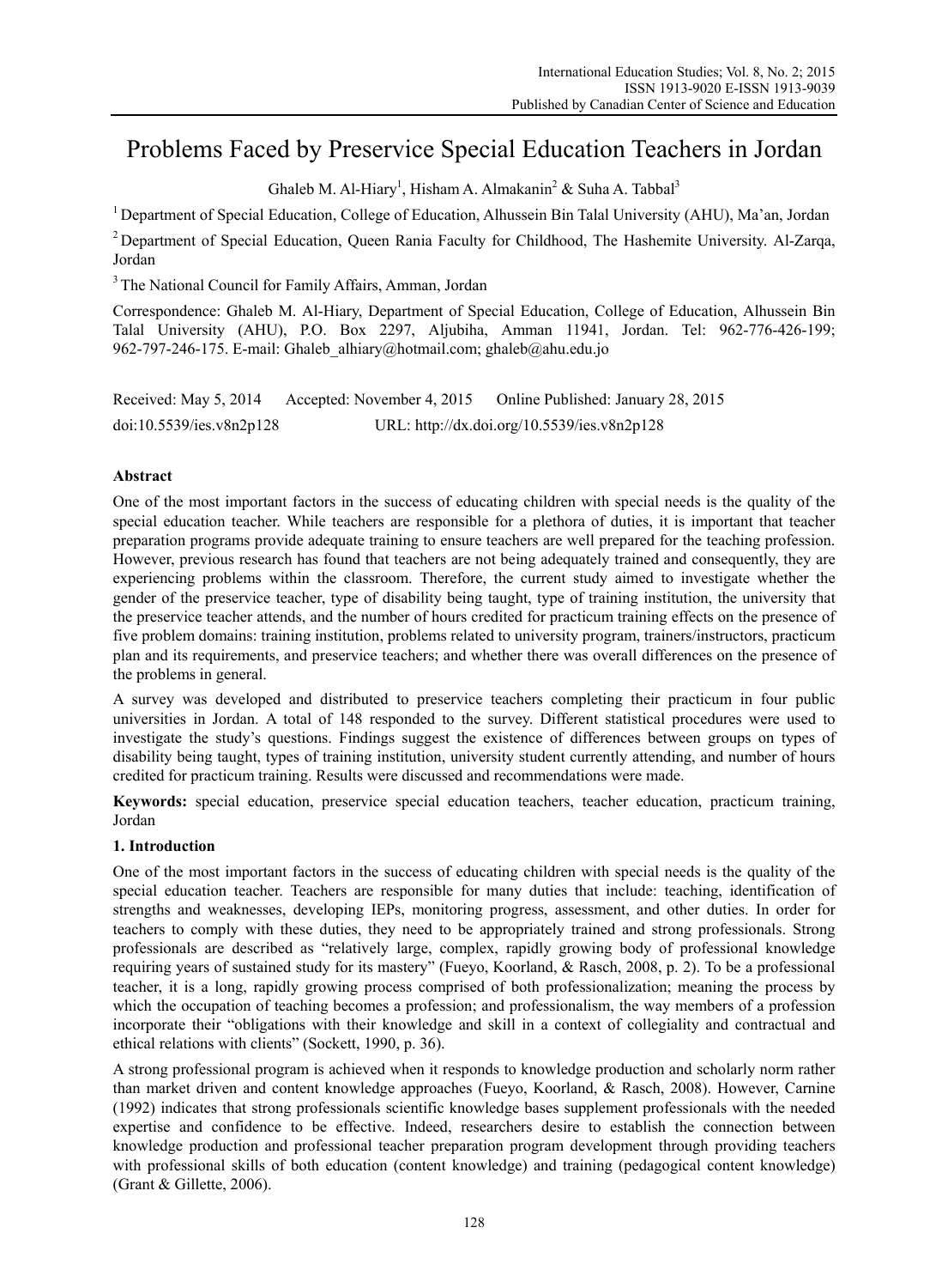# Problems Faced by Preservice Special Education Teachers in Jordan

Ghaleb M. Al-Hiary[1], Hisham A. Almakanin[2] & Suha A. Tabbal[3]

[1] Department of Special Education, College of Education, Alhussein Bin Talal University (AHU), Ma'an, Jordan

[2] Department of Special Education, Queen Rania Faculty for Childhood, The Hashemite University. Al-Zarqa, Jordan

[3] The National Council for Family Affairs, Amman, Jordan

Correspondence: Ghaleb M. Al-Hiary, Department of Special Education, College of Education, Alhussein Bin Talal University (AHU), P.O. Box 2297, Aljubiha, Amman 11941, Jordan. Tel: 962-776-426-199; 962-797-246-175. E-mail: Ghaleb_alhiary@hotmail.com; ghaleb@ahu.edu.jo

Received: May 5, 2014 Accepted: November 4, 2015 Online Published: January 28, 2015

doi:10.5539/ies.v8n2p128 URL: http://dx.doi.org/10.5539/ies.v8n2p128

**Abstract**

One of the most important factors in the success of educating children with special needs is the quality of the special education teacher. While teachers are responsible for a plethora of duties, it is important that teacher preparation programs provide adequate training to ensure teachers are well prepared for the teaching profession. However, previous research has found that teachers are not being adequately trained and consequently, they are experiencing problems within the classroom. Therefore, the current study aimed to investigate whether the gender of the preservice teacher, type of disability being taught, type of training institution, the university that the preservice teacher attends, and the number of hours credited for practicum training effects on the presence of five problem domains: training institution, problems related to university program, trainers/instructors, practicum plan and its requirements, and preservice teachers; and whether there was overall differences on the presence of the problems in general.

A survey was developed and distributed to preservice teachers completing their practicum in four public universities in Jordan. A total of 148 responded to the survey. Different statistical procedures were used to investigate the study's questions. Findings suggest the existence of differences between groups on types of disability being taught, types of training institution, university student currently attending, and number of hours credited for practicum training. Results were discussed and recommendations were made.

**Keywords:** special education, preservice special education teachers, teacher education, practicum training, Jordan

## 1. Introduction

One of the most important factors in the success of educating children with special needs is the quality of the special education teacher. Teachers are responsible for many duties that include: teaching, identification of strengths and weaknesses, developing IEPs, monitoring progress, assessment, and other duties. In order for teachers to comply with these duties, they need to be appropriately trained and strong professionals. Strong professionals are described as "relatively large, complex, rapidly growing body of professional knowledge requiring years of sustained study for its mastery" (Fueyo, Koorland, & Rasch, 2008, p. 2). To be a professional teacher, it is a long, rapidly growing process comprised of both professionalization; meaning the process by which the occupation of teaching becomes a profession; and professionalism, the way members of a profession incorporate their "obligations with their knowledge and skill in a context of collegiality and contractual and ethical relations with clients" (Sockett, 1990, p. 36).

A strong professional program is achieved when it responds to knowledge production and scholarly norm rather than market driven and content knowledge approaches (Fueyo, Koorland, & Rasch, 2008). However, Carnine (1992) indicates that strong professionals scientific knowledge bases supplement professionals with the needed expertise and confidence to be effective. Indeed, researchers desire to establish the connection between knowledge production and professional teacher preparation program development through providing teachers with professional skills of both education (content knowledge) and training (pedagogical content knowledge) (Grant & Gillette, 2006).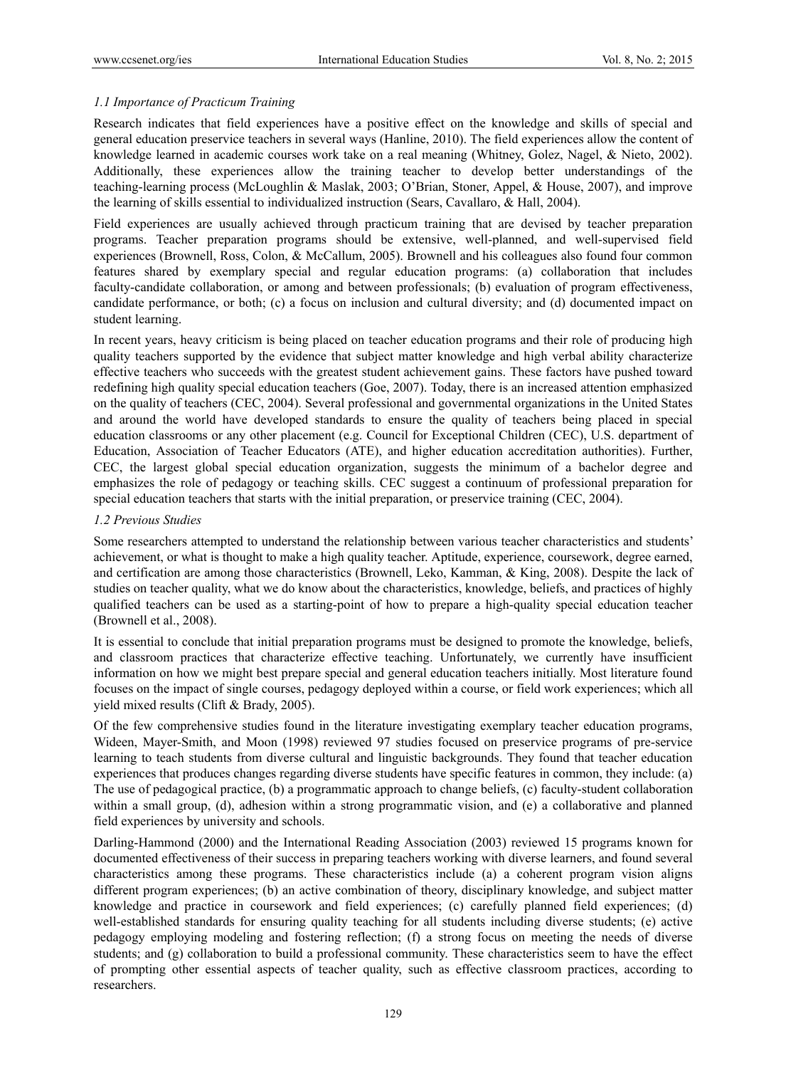### *1.1 Importance of Practicum Training*

Research indicates that field experiences have a positive effect on the knowledge and skills of special and general education preservice teachers in several ways (Hanline, 2010). The field experiences allow the content of knowledge learned in academic courses work take on a real meaning (Whitney, Golez, Nagel, & Nieto, 2002). Additionally, these experiences allow the training teacher to develop better understandings of the teaching-learning process (McLoughlin & Maslak, 2003; O'Brian, Stoner, Appel, & House, 2007), and improve the learning of skills essential to individualized instruction (Sears, Cavallaro, & Hall, 2004).

Field experiences are usually achieved through practicum training that are devised by teacher preparation programs. Teacher preparation programs should be extensive, well-planned, and well-supervised field experiences (Brownell, Ross, Colon, & McCallum, 2005). Brownell and his colleagues also found four common features shared by exemplary special and regular education programs: (a) collaboration that includes faculty-candidate collaboration, or among and between professionals; (b) evaluation of program effectiveness, candidate performance, or both; (c) a focus on inclusion and cultural diversity; and (d) documented impact on student learning.

In recent years, heavy criticism is being placed on teacher education programs and their role of producing high quality teachers supported by the evidence that subject matter knowledge and high verbal ability characterize effective teachers who succeeds with the greatest student achievement gains. These factors have pushed toward redefining high quality special education teachers (Goe, 2007). Today, there is an increased attention emphasized on the quality of teachers (CEC, 2004). Several professional and governmental organizations in the United States and around the world have developed standards to ensure the quality of teachers being placed in special education classrooms or any other placement (e.g. Council for Exceptional Children (CEC), U.S. department of Education, Association of Teacher Educators (ATE), and higher education accreditation authorities). Further, CEC, the largest global special education organization, suggests the minimum of a bachelor degree and emphasizes the role of pedagogy or teaching skills. CEC suggest a continuum of professional preparation for special education teachers that starts with the initial preparation, or preservice training (CEC, 2004).

### *1.2 Previous Studies*

Some researchers attempted to understand the relationship between various teacher characteristics and students' achievement, or what is thought to make a high quality teacher. Aptitude, experience, coursework, degree earned, and certification are among those characteristics (Brownell, Leko, Kamman, & King, 2008). Despite the lack of studies on teacher quality, what we do know about the characteristics, knowledge, beliefs, and practices of highly qualified teachers can be used as a starting-point of how to prepare a high-quality special education teacher (Brownell et al., 2008).

It is essential to conclude that initial preparation programs must be designed to promote the knowledge, beliefs, and classroom practices that characterize effective teaching. Unfortunately, we currently have insufficient information on how we might best prepare special and general education teachers initially. Most literature found focuses on the impact of single courses, pedagogy deployed within a course, or field work experiences; which all yield mixed results (Clift & Brady, 2005).

Of the few comprehensive studies found in the literature investigating exemplary teacher education programs, Wideen, Mayer-Smith, and Moon (1998) reviewed 97 studies focused on preservice programs of pre-service learning to teach students from diverse cultural and linguistic backgrounds. They found that teacher education experiences that produces changes regarding diverse students have specific features in common, they include: (a) The use of pedagogical practice, (b) a programmatic approach to change beliefs, (c) faculty-student collaboration within a small group, (d), adhesion within a strong programmatic vision, and (e) a collaborative and planned field experiences by university and schools.

Darling-Hammond (2000) and the International Reading Association (2003) reviewed 15 programs known for documented effectiveness of their success in preparing teachers working with diverse learners, and found several characteristics among these programs. These characteristics include (a) a coherent program vision aligns different program experiences; (b) an active combination of theory, disciplinary knowledge, and subject matter knowledge and practice in coursework and field experiences; (c) carefully planned field experiences; (d) well-established standards for ensuring quality teaching for all students including diverse students; (e) active pedagogy employing modeling and fostering reflection; (f) a strong focus on meeting the needs of diverse students; and (g) collaboration to build a professional community. These characteristics seem to have the effect of prompting other essential aspects of teacher quality, such as effective classroom practices, according to researchers.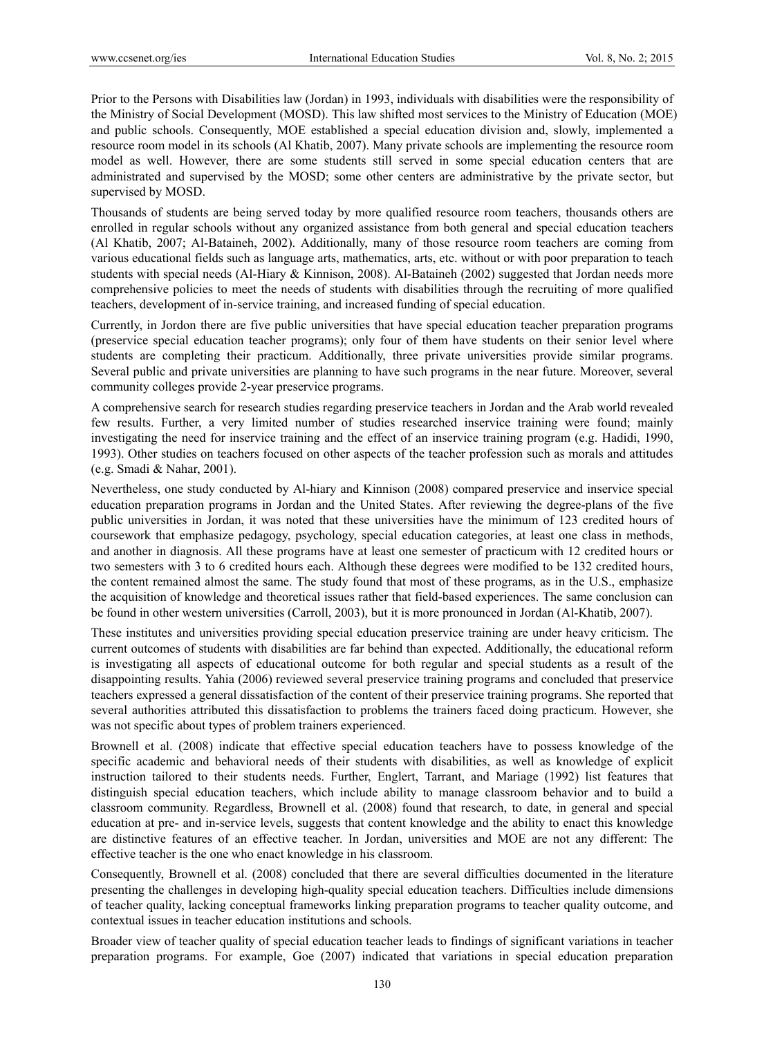Prior to the Persons with Disabilities law (Jordan) in 1993, individuals with disabilities were the responsibility of the Ministry of Social Development (MOSD). This law shifted most services to the Ministry of Education (MOE) and public schools. Consequently, MOE established a special education division and, slowly, implemented a resource room model in its schools (Al Khatib, 2007). Many private schools are implementing the resource room model as well. However, there are some students still served in some special education centers that are administrated and supervised by the MOSD; some other centers are administrative by the private sector, but supervised by MOSD.

Thousands of students are being served today by more qualified resource room teachers, thousands others are enrolled in regular schools without any organized assistance from both general and special education teachers (Al Khatib, 2007; Al-Bataineh, 2002). Additionally, many of those resource room teachers are coming from various educational fields such as language arts, mathematics, arts, etc. without or with poor preparation to teach students with special needs (Al-Hiary & Kinnison, 2008). Al-Bataineh (2002) suggested that Jordan needs more comprehensive policies to meet the needs of students with disabilities through the recruiting of more qualified teachers, development of in-service training, and increased funding of special education.

Currently, in Jordon there are five public universities that have special education teacher preparation programs (preservice special education teacher programs); only four of them have students on their senior level where students are completing their practicum. Additionally, three private universities provide similar programs. Several public and private universities are planning to have such programs in the near future. Moreover, several community colleges provide 2-year preservice programs.

A comprehensive search for research studies regarding preservice teachers in Jordan and the Arab world revealed few results. Further, a very limited number of studies researched inservice training were found; mainly investigating the need for inservice training and the effect of an inservice training program (e.g. Hadidi, 1990, 1993). Other studies on teachers focused on other aspects of the teacher profession such as morals and attitudes (e.g. Smadi & Nahar, 2001).

Nevertheless, one study conducted by Al-hiary and Kinnison (2008) compared preservice and inservice special education preparation programs in Jordan and the United States. After reviewing the degree-plans of the five public universities in Jordan, it was noted that these universities have the minimum of 123 credited hours of coursework that emphasize pedagogy, psychology, special education categories, at least one class in methods, and another in diagnosis. All these programs have at least one semester of practicum with 12 credited hours or two semesters with 3 to 6 credited hours each. Although these degrees were modified to be 132 credited hours, the content remained almost the same. The study found that most of these programs, as in the U.S., emphasize the acquisition of knowledge and theoretical issues rather that field-based experiences. The same conclusion can be found in other western universities (Carroll, 2003), but it is more pronounced in Jordan (Al-Khatib, 2007).

These institutes and universities providing special education preservice training are under heavy criticism. The current outcomes of students with disabilities are far behind than expected. Additionally, the educational reform is investigating all aspects of educational outcome for both regular and special students as a result of the disappointing results. Yahia (2006) reviewed several preservice training programs and concluded that preservice teachers expressed a general dissatisfaction of the content of their preservice training programs. She reported that several authorities attributed this dissatisfaction to problems the trainers faced doing practicum. However, she was not specific about types of problem trainers experienced.

Brownell et al. (2008) indicate that effective special education teachers have to possess knowledge of the specific academic and behavioral needs of their students with disabilities, as well as knowledge of explicit instruction tailored to their students needs. Further, Englert, Tarrant, and Mariage (1992) list features that distinguish special education teachers, which include ability to manage classroom behavior and to build a classroom community. Regardless, Brownell et al. (2008) found that research, to date, in general and special education at pre- and in-service levels, suggests that content knowledge and the ability to enact this knowledge are distinctive features of an effective teacher. In Jordan, universities and MOE are not any different: The effective teacher is the one who enact knowledge in his classroom.

Consequently, Brownell et al. (2008) concluded that there are several difficulties documented in the literature presenting the challenges in developing high-quality special education teachers. Difficulties include dimensions of teacher quality, lacking conceptual frameworks linking preparation programs to teacher quality outcome, and contextual issues in teacher education institutions and schools.

Broader view of teacher quality of special education teacher leads to findings of significant variations in teacher preparation programs. For example, Goe (2007) indicated that variations in special education preparation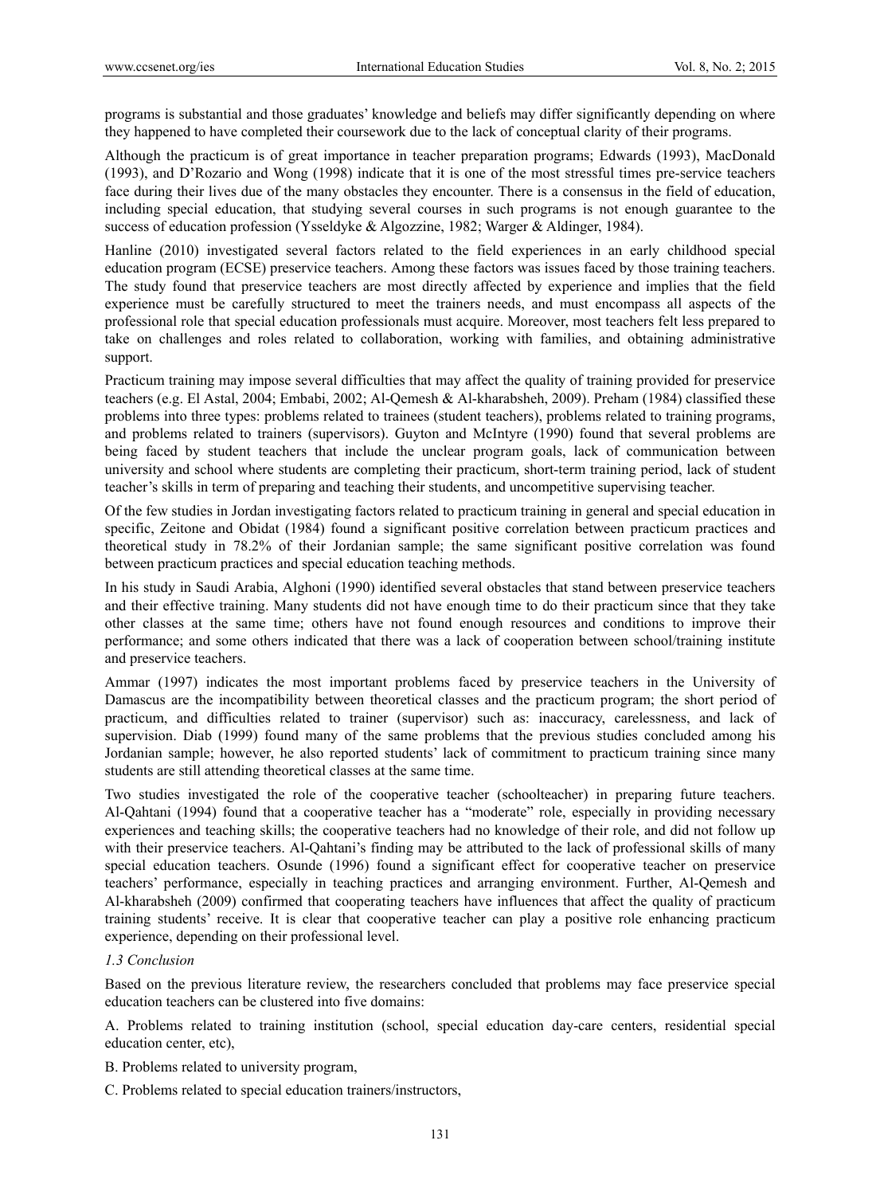programs is substantial and those graduates' knowledge and beliefs may differ significantly depending on where they happened to have completed their coursework due to the lack of conceptual clarity of their programs.

Although the practicum is of great importance in teacher preparation programs; Edwards (1993), MacDonald (1993), and D'Rozario and Wong (1998) indicate that it is one of the most stressful times pre-service teachers face during their lives due of the many obstacles they encounter. There is a consensus in the field of education, including special education, that studying several courses in such programs is not enough guarantee to the success of education profession (Ysseldyke & Algozzine, 1982; Warger & Aldinger, 1984).

Hanline (2010) investigated several factors related to the field experiences in an early childhood special education program (ECSE) preservice teachers. Among these factors was issues faced by those training teachers. The study found that preservice teachers are most directly affected by experience and implies that the field experience must be carefully structured to meet the trainers needs, and must encompass all aspects of the professional role that special education professionals must acquire. Moreover, most teachers felt less prepared to take on challenges and roles related to collaboration, working with families, and obtaining administrative support.

Practicum training may impose several difficulties that may affect the quality of training provided for preservice teachers (e.g. El Astal, 2004; Embabi, 2002; Al-Qemesh & Al-kharabsheh, 2009). Preham (1984) classified these problems into three types: problems related to trainees (student teachers), problems related to training programs, and problems related to trainers (supervisors). Guyton and McIntyre (1990) found that several problems are being faced by student teachers that include the unclear program goals, lack of communication between university and school where students are completing their practicum, short-term training period, lack of student teacher's skills in term of preparing and teaching their students, and uncompetitive supervising teacher.

Of the few studies in Jordan investigating factors related to practicum training in general and special education in specific, Zeitone and Obidat (1984) found a significant positive correlation between practicum practices and theoretical study in 78.2% of their Jordanian sample; the same significant positive correlation was found between practicum practices and special education teaching methods.

In his study in Saudi Arabia, Alghoni (1990) identified several obstacles that stand between preservice teachers and their effective training. Many students did not have enough time to do their practicum since that they take other classes at the same time; others have not found enough resources and conditions to improve their performance; and some others indicated that there was a lack of cooperation between school/training institute and preservice teachers.

Ammar (1997) indicates the most important problems faced by preservice teachers in the University of Damascus are the incompatibility between theoretical classes and the practicum program; the short period of practicum, and difficulties related to trainer (supervisor) such as: inaccuracy, carelessness, and lack of supervision. Diab (1999) found many of the same problems that the previous studies concluded among his Jordanian sample; however, he also reported students' lack of commitment to practicum training since many students are still attending theoretical classes at the same time.

Two studies investigated the role of the cooperative teacher (schoolteacher) in preparing future teachers. Al-Qahtani (1994) found that a cooperative teacher has a "moderate" role, especially in providing necessary experiences and teaching skills; the cooperative teachers had no knowledge of their role, and did not follow up with their preservice teachers. Al-Qahtani's finding may be attributed to the lack of professional skills of many special education teachers. Osunde (1996) found a significant effect for cooperative teacher on preservice teachers' performance, especially in teaching practices and arranging environment. Further, Al-Qemesh and Al-kharabsheh (2009) confirmed that cooperating teachers have influences that affect the quality of practicum training students' receive. It is clear that cooperative teacher can play a positive role enhancing practicum experience, depending on their professional level.

### *1.3 Conclusion*

Based on the previous literature review, the researchers concluded that problems may face preservice special education teachers can be clustered into five domains:

A. Problems related to training institution (school, special education day-care centers, residential special education center, etc),

B. Problems related to university program,

C. Problems related to special education trainers/instructors,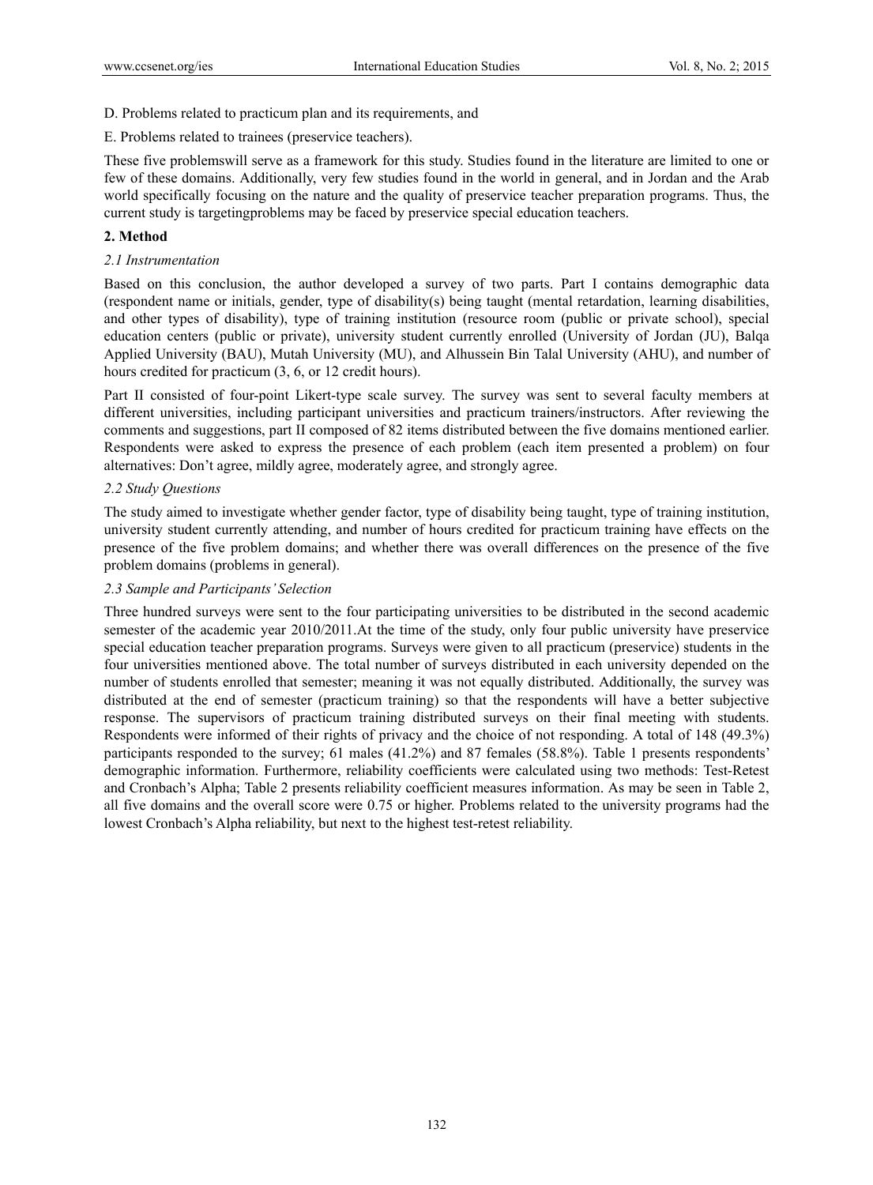D. Problems related to practicum plan and its requirements, and

E. Problems related to trainees (preservice teachers).

These five problemswill serve as a framework for this study. Studies found in the literature are limited to one or few of these domains. Additionally, very few studies found in the world in general, and in Jordan and the Arab world specifically focusing on the nature and the quality of preservice teacher preparation programs. Thus, the current study is targetingproblems may be faced by preservice special education teachers.

## 2. Method

### *2.1 Instrumentation*

Based on this conclusion, the author developed a survey of two parts. Part I contains demographic data (respondent name or initials, gender, type of disability(s) being taught (mental retardation, learning disabilities, and other types of disability), type of training institution (resource room (public or private school), special education centers (public or private), university student currently enrolled (University of Jordan (JU), Balqa Applied University (BAU), Mutah University (MU), and Alhussein Bin Talal University (AHU), and number of hours credited for practicum (3, 6, or 12 credit hours).

Part II consisted of four-point Likert-type scale survey. The survey was sent to several faculty members at different universities, including participant universities and practicum trainers/instructors. After reviewing the comments and suggestions, part II composed of 82 items distributed between the five domains mentioned earlier. Respondents were asked to express the presence of each problem (each item presented a problem) on four alternatives: Don't agree, mildly agree, moderately agree, and strongly agree.

### *2.2 Study Questions*

The study aimed to investigate whether gender factor, type of disability being taught, type of training institution, university student currently attending, and number of hours credited for practicum training have effects on the presence of the five problem domains; and whether there was overall differences on the presence of the five problem domains (problems in general).

### *2.3 Sample and Participants' Selection*

Three hundred surveys were sent to the four participating universities to be distributed in the second academic semester of the academic year 2010/2011.At the time of the study, only four public university have preservice special education teacher preparation programs. Surveys were given to all practicum (preservice) students in the four universities mentioned above. The total number of surveys distributed in each university depended on the number of students enrolled that semester; meaning it was not equally distributed. Additionally, the survey was distributed at the end of semester (practicum training) so that the respondents will have a better subjective response. The supervisors of practicum training distributed surveys on their final meeting with students. Respondents were informed of their rights of privacy and the choice of not responding. A total of 148 (49.3%) participants responded to the survey; 61 males (41.2%) and 87 females (58.8%). Table 1 presents respondents' demographic information. Furthermore, reliability coefficients were calculated using two methods: Test-Retest and Cronbach's Alpha; Table 2 presents reliability coefficient measures information. As may be seen in Table 2, all five domains and the overall score were 0.75 or higher. Problems related to the university programs had the lowest Cronbach's Alpha reliability, but next to the highest test-retest reliability.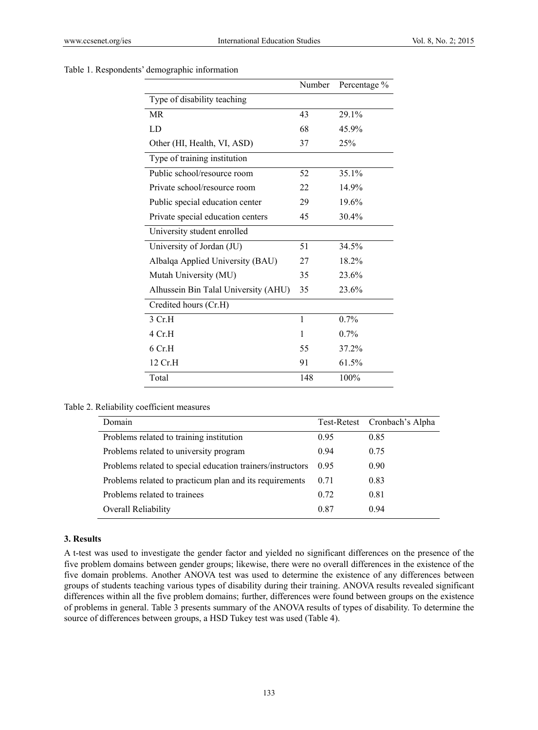Table 1. Respondents' demographic information

| | Number | Percentage % |
|---|---|---|
| Type of disability teaching | | |
| MR | 43 | 29.1% |
| LD | 68 | 45.9% |
| Other (HI, Health, VI, ASD) | 37 | 25% |
| Type of training institution | | |
| Public school/resource room | 52 | 35.1% |
| Private school/resource room | 22 | 14.9% |
| Public special education center | 29 | 19.6% |
| Private special education centers | 45 | 30.4% |
| University student enrolled | | |
| University of Jordan (JU) | 51 | 34.5% |
| Albalqa Applied University (BAU) | 27 | 18.2% |
| Mutah University (MU) | 35 | 23.6% |
| Alhussein Bin Talal University (AHU) | 35 | 23.6% |
| Credited hours (Cr.H) | | |
| 3 Cr.H | 1 | 0.7% |
| 4 Cr.H | 1 | 0.7% |
| 6 Cr.H | 55 | 37.2% |
| 12 Cr.H | 91 | 61.5% |
| Total | 148 | 100% |

Table 2. Reliability coefficient measures

| Domain | Test-Retest | Cronbach's Alpha |
|---|---|---|
| Problems related to training institution | 0.95 | 0.85 |
| Problems related to university program | 0.94 | 0.75 |
| Problems related to special education trainers/instructors | 0.95 | 0.90 |
| Problems related to practicum plan and its requirements | 0.71 | 0.83 |
| Problems related to trainees | 0.72 | 0.81 |
| Overall Reliability | 0.87 | 0.94 |

## 3. Results

A t-test was used to investigate the gender factor and yielded no significant differences on the presence of the five problem domains between gender groups; likewise, there were no overall differences in the existence of the five domain problems. Another ANOVA test was used to determine the existence of any differences between groups of students teaching various types of disability during their training. ANOVA results revealed significant differences within all the five problem domains; further, differences were found between groups on the existence of problems in general. Table 3 presents summary of the ANOVA results of types of disability. To determine the source of differences between groups, a HSD Tukey test was used (Table 4).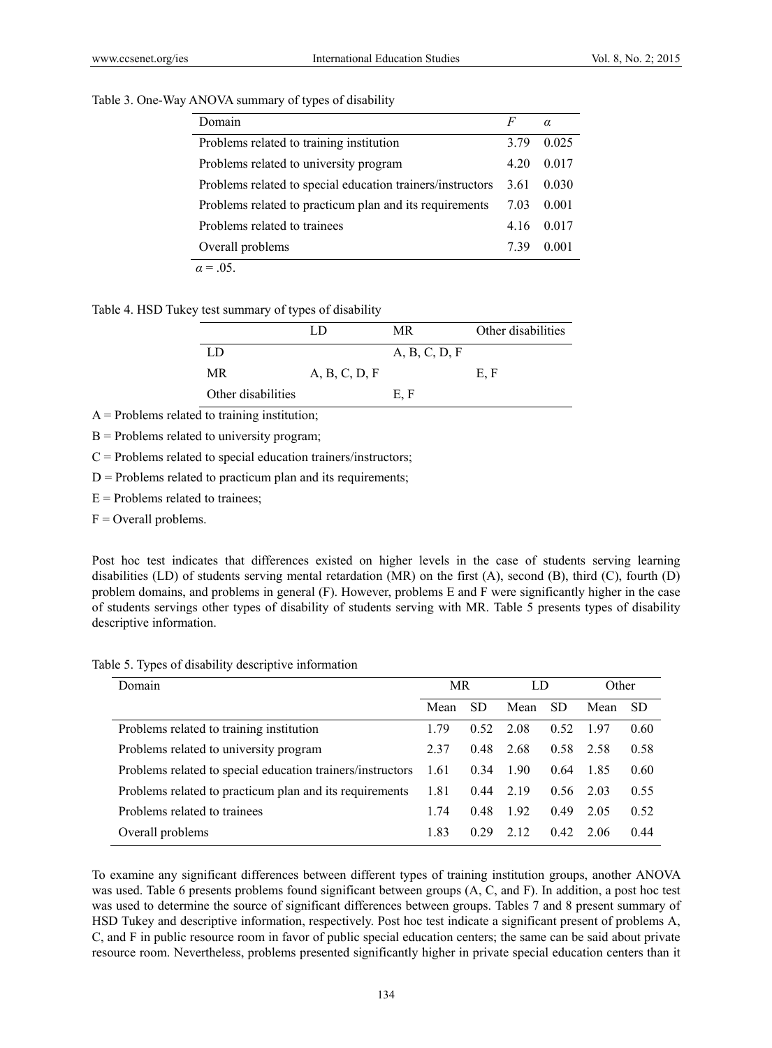Table 3. One-Way ANOVA summary of types of disability

| Domain | $F$ | $\alpha$ |
|---|---|---|
| Problems related to training institution | 3.79 | 0.025 |
| Problems related to university program | 4.20 | 0.017 |
| Problems related to special education trainers/instructors | 3.61 | 0.030 |
| Problems related to practicum plan and its requirements | 7.03 | 0.001 |
| Problems related to trainees | 4.16 | 0.017 |
| Overall problems | 7.39 | 0.001 |

$\alpha = .05$.

Table 4. HSD Tukey test summary of types of disability

| | LD | MR | Other disabilities |
|---|---|---|---|
| LD | | A, B, C, D, F | |
| MR | A, B, C, D, F | | E, F |
| Other disabilities | | E, F | |

A = Problems related to training institution;

B = Problems related to university program;

C = Problems related to special education trainers/instructors;

D = Problems related to practicum plan and its requirements;

E = Problems related to trainees;

F = Overall problems.

Post hoc test indicates that differences existed on higher levels in the case of students serving learning disabilities (LD) of students serving mental retardation (MR) on the first (A), second (B), third (C), fourth (D) problem domains, and problems in general (F). However, problems E and F were significantly higher in the case of students servings other types of disability of students serving with MR. Table 5 presents types of disability descriptive information.

Table 5. Types of disability descriptive information

| Domain | MR | | LD | | Other | |
|---|---|---|---|---|---|---|
| | Mean | SD | Mean | SD | Mean | SD |
| Problems related to training institution | 1.79 | 0.52 | 2.08 | 0.52 | 1.97 | 0.60 |
| Problems related to university program | 2.37 | 0.48 | 2.68 | 0.58 | 2.58 | 0.58 |
| Problems related to special education trainers/instructors | 1.61 | 0.34 | 1.90 | 0.64 | 1.85 | 0.60 |
| Problems related to practicum plan and its requirements | 1.81 | 0.44 | 2.19 | 0.56 | 2.03 | 0.55 |
| Problems related to trainees | 1.74 | 0.48 | 1.92 | 0.49 | 2.05 | 0.52 |
| Overall problems | 1.83 | 0.29 | 2.12 | 0.42 | 2.06 | 0.44 |

To examine any significant differences between different types of training institution groups, another ANOVA was used. Table 6 presents problems found significant between groups (A, C, and F). In addition, a post hoc test was used to determine the source of significant differences between groups. Tables 7 and 8 present summary of HSD Tukey and descriptive information, respectively. Post hoc test indicate a significant present of problems A, C, and F in public resource room in favor of public special education centers; the same can be said about private resource room. Nevertheless, problems presented significantly higher in private special education centers than it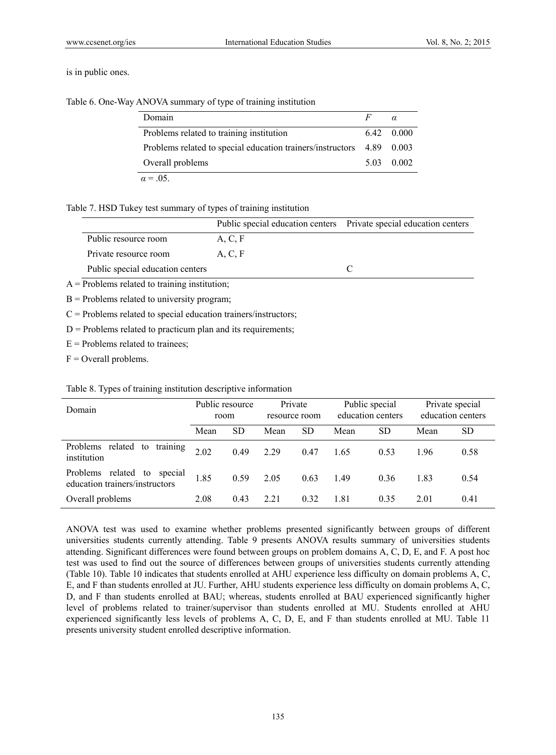is in public ones.

Table 6. One-Way ANOVA summary of type of training institution

| Domain | $F$ | $\alpha$ |
|---|---|---|
| Problems related to training institution | 6.42 | 0.000 |
| Problems related to special education trainers/instructors | 4.89 | 0.003 |
| Overall problems | 5.03 | 0.002 |

$\alpha = .05$.

Table 7. HSD Tukey test summary of types of training institution

| | Public special education centers | Private special education centers |
|---|---|---|
| Public resource room | A, C, F | |
| Private resource room | A, C, F | |
| Public special education centers | | C |

A = Problems related to training institution;

B = Problems related to university program;

C = Problems related to special education trainers/instructors;

D = Problems related to practicum plan and its requirements;

E = Problems related to trainees;

F = Overall problems.

Table 8. Types of training institution descriptive information

| Domain | Public resource room | | Private resource room | | Public special education centers | | Private special education centers | |
|---|---|---|---|---|---|---|---|---|
| | Mean | SD | Mean | SD | Mean | SD | Mean | SD |
| Problems related to training institution | 2.02 | 0.49 | 2.29 | 0.47 | 1.65 | 0.53 | 1.96 | 0.58 |
| Problems related to special education trainers/instructors | 1.85 | 0.59 | 2.05 | 0.63 | 1.49 | 0.36 | 1.83 | 0.54 |
| Overall problems | 2.08 | 0.43 | 2.21 | 0.32 | 1.81 | 0.35 | 2.01 | 0.41 |

ANOVA test was used to examine whether problems presented significantly between groups of different universities students currently attending. Table 9 presents ANOVA results summary of universities students attending. Significant differences were found between groups on problem domains A, C, D, E, and F. A post hoc test was used to find out the source of differences between groups of universities students currently attending (Table 10). Table 10 indicates that students enrolled at AHU experience less difficulty on domain problems A, C, E, and F than students enrolled at JU. Further, AHU students experience less difficulty on domain problems A, C, D, and F than students enrolled at BAU; whereas, students enrolled at BAU experienced significantly higher level of problems related to trainer/supervisor than students enrolled at MU. Students enrolled at AHU experienced significantly less levels of problems A, C, D, E, and F than students enrolled at MU. Table 11 presents university student enrolled descriptive information.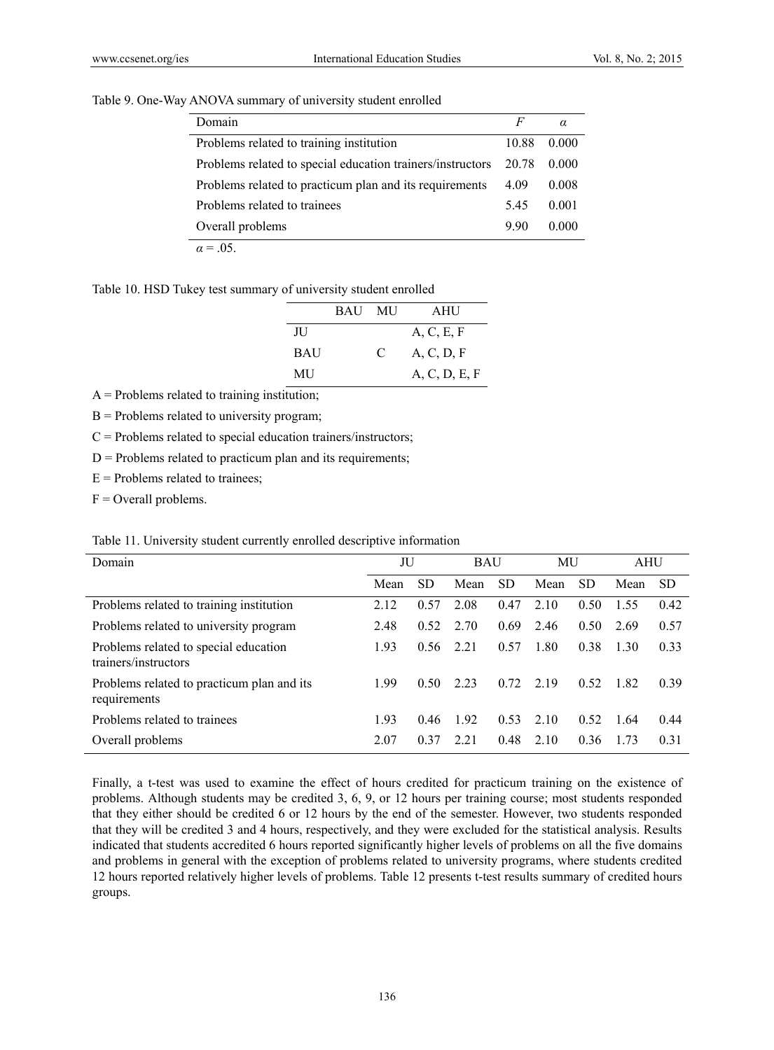Table 9. One-Way ANOVA summary of university student enrolled

| Domain | $F$ | $\alpha$ |
|---|---|---|
| Problems related to training institution | 10.88 | 0.000 |
| Problems related to special education trainers/instructors | 20.78 | 0.000 |
| Problems related to practicum plan and its requirements | 4.09 | 0.008 |
| Problems related to trainees | 5.45 | 0.001 |
| Overall problems | 9.90 | 0.000 |

$\alpha = .05$.

Table 10. HSD Tukey test summary of university student enrolled

| | BAU | MU | AHU |
|---|---|---|---|
| JU | | | A, C, E, F |
| BAU | | C | A, C, D, F |
| MU | | | A, C, D, E, F |

A = Problems related to training institution;

B = Problems related to university program;

C = Problems related to special education trainers/instructors;

D = Problems related to practicum plan and its requirements;

E = Problems related to trainees;

F = Overall problems.

Table 11. University student currently enrolled descriptive information

| Domain | JU | | BAU | | MU | | AHU | |
|---|---|---|---|---|---|---|---|---|
| | Mean | SD | Mean | SD | Mean | SD | Mean | SD |
| Problems related to training institution | 2.12 | 0.57 | 2.08 | 0.47 | 2.10 | 0.50 | 1.55 | 0.42 |
| Problems related to university program | 2.48 | 0.52 | 2.70 | 0.69 | 2.46 | 0.50 | 2.69 | 0.57 |
| Problems related to special education trainers/instructors | 1.93 | 0.56 | 2.21 | 0.57 | 1.80 | 0.38 | 1.30 | 0.33 |
| Problems related to practicum plan and its requirements | 1.99 | 0.50 | 2.23 | 0.72 | 2.19 | 0.52 | 1.82 | 0.39 |
| Problems related to trainees | 1.93 | 0.46 | 1.92 | 0.53 | 2.10 | 0.52 | 1.64 | 0.44 |
| Overall problems | 2.07 | 0.37 | 2.21 | 0.48 | 2.10 | 0.36 | 1.73 | 0.31 |

Finally, a t-test was used to examine the effect of hours credited for practicum training on the existence of problems. Although students may be credited 3, 6, 9, or 12 hours per training course; most students responded that they either should be credited 6 or 12 hours by the end of the semester. However, two students responded that they will be credited 3 and 4 hours, respectively, and they were excluded for the statistical analysis. Results indicated that students accredited 6 hours reported significantly higher levels of problems on all the five domains and problems in general with the exception of problems related to university programs, where students credited 12 hours reported relatively higher levels of problems. Table 12 presents t-test results summary of credited hours groups.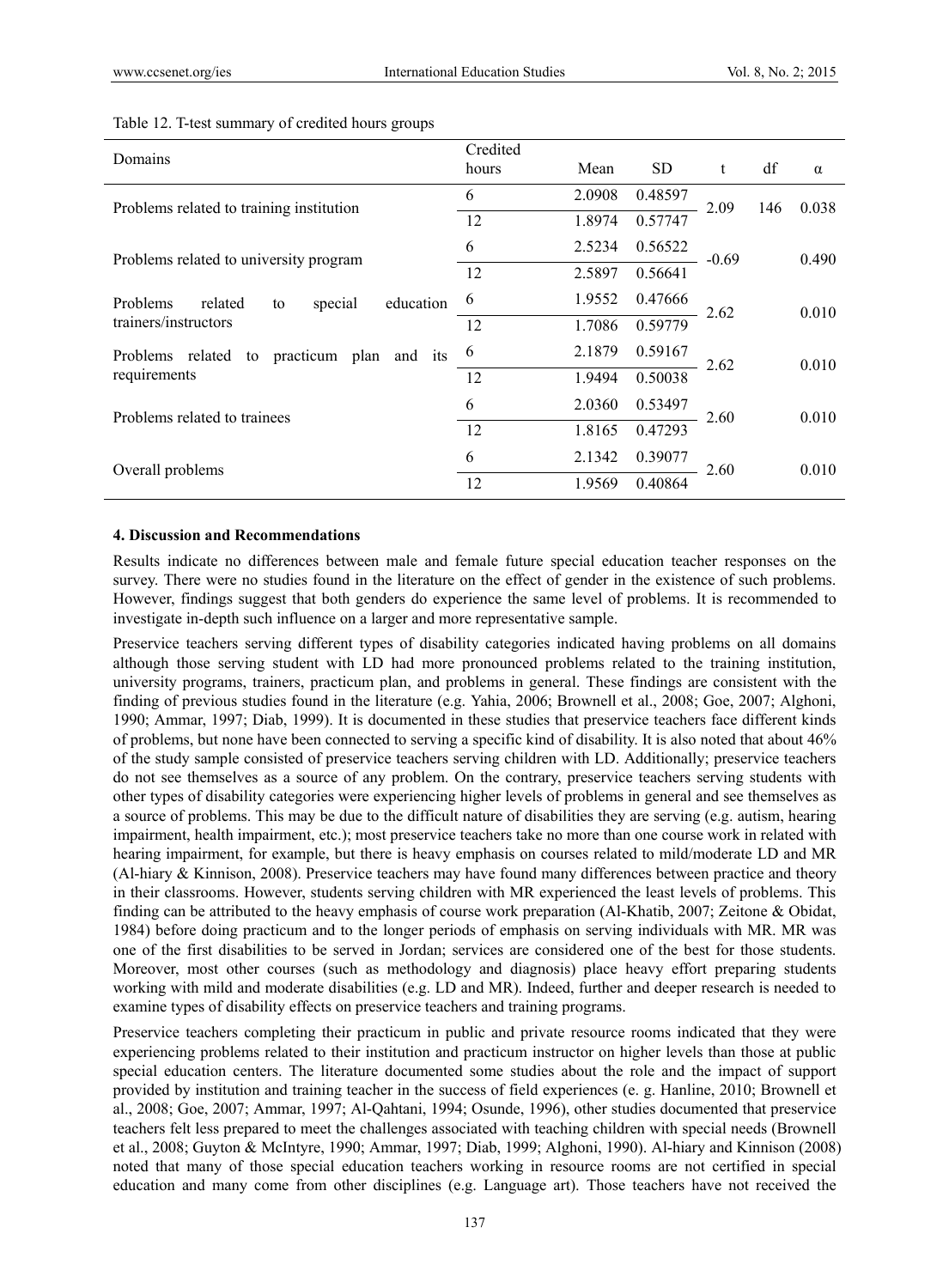Table 12. T-test summary of credited hours groups

| Domains | Credited hours | Mean | SD | t | df | α |
|---|---|---|---|---|---|---|
| Problems related to training institution | 6 | 2.0908 | 0.48597 | 2.09 | 146 | 0.038 |
| | 12 | 1.8974 | 0.57747 | | | |
| Problems related to university program | 6 | 2.5234 | 0.56522 | -0.69 | | 0.490 |
| | 12 | 2.5897 | 0.56641 | | | |
| Problems related to special education trainers/instructors | 6 | 1.9552 | 0.47666 | 2.62 | | 0.010 |
| | 12 | 1.7086 | 0.59779 | | | |
| Problems related to practicum plan and its requirements | 6 | 2.1879 | 0.59167 | 2.62 | | 0.010 |
| | 12 | 1.9494 | 0.50038 | | | |
| Problems related to trainees | 6 | 2.0360 | 0.53497 | 2.60 | | 0.010 |
| | 12 | 1.8165 | 0.47293 | | | |
| Overall problems | 6 | 2.1342 | 0.39077 | 2.60 | | 0.010 |
| | 12 | 1.9569 | 0.40864 | | | |

## 4. Discussion and Recommendations

Results indicate no differences between male and female future special education teacher responses on the survey. There were no studies found in the literature on the effect of gender in the existence of such problems. However, findings suggest that both genders do experience the same level of problems. It is recommended to investigate in-depth such influence on a larger and more representative sample.

Preservice teachers serving different types of disability categories indicated having problems on all domains although those serving student with LD had more pronounced problems related to the training institution, university programs, trainers, practicum plan, and problems in general. These findings are consistent with the finding of previous studies found in the literature (e.g. Yahia, 2006; Brownell et al., 2008; Goe, 2007; Alghoni, 1990; Ammar, 1997; Diab, 1999). It is documented in these studies that preservice teachers face different kinds of problems, but none have been connected to serving a specific kind of disability. It is also noted that about 46% of the study sample consisted of preservice teachers serving children with LD. Additionally; preservice teachers do not see themselves as a source of any problem. On the contrary, preservice teachers serving students with other types of disability categories were experiencing higher levels of problems in general and see themselves as a source of problems. This may be due to the difficult nature of disabilities they are serving (e.g. autism, hearing impairment, health impairment, etc.); most preservice teachers take no more than one course work in related with hearing impairment, for example, but there is heavy emphasis on courses related to mild/moderate LD and MR (Al-hiary & Kinnison, 2008). Preservice teachers may have found many differences between practice and theory in their classrooms. However, students serving children with MR experienced the least levels of problems. This finding can be attributed to the heavy emphasis of course work preparation (Al-Khatib, 2007; Zeitone & Obidat, 1984) before doing practicum and to the longer periods of emphasis on serving individuals with MR. MR was one of the first disabilities to be served in Jordan; services are considered one of the best for those students. Moreover, most other courses (such as methodology and diagnosis) place heavy effort preparing students working with mild and moderate disabilities (e.g. LD and MR). Indeed, further and deeper research is needed to examine types of disability effects on preservice teachers and training programs.

Preservice teachers completing their practicum in public and private resource rooms indicated that they were experiencing problems related to their institution and practicum instructor on higher levels than those at public special education centers. The literature documented some studies about the role and the impact of support provided by institution and training teacher in the success of field experiences (e. g. Hanline, 2010; Brownell et al., 2008; Goe, 2007; Ammar, 1997; Al-Qahtani, 1994; Osunde, 1996), other studies documented that preservice teachers felt less prepared to meet the challenges associated with teaching children with special needs (Brownell et al., 2008; Guyton & McIntyre, 1990; Ammar, 1997; Diab, 1999; Alghoni, 1990). Al-hiary and Kinnison (2008) noted that many of those special education teachers working in resource rooms are not certified in special education and many come from other disciplines (e.g. Language art). Those teachers have not received the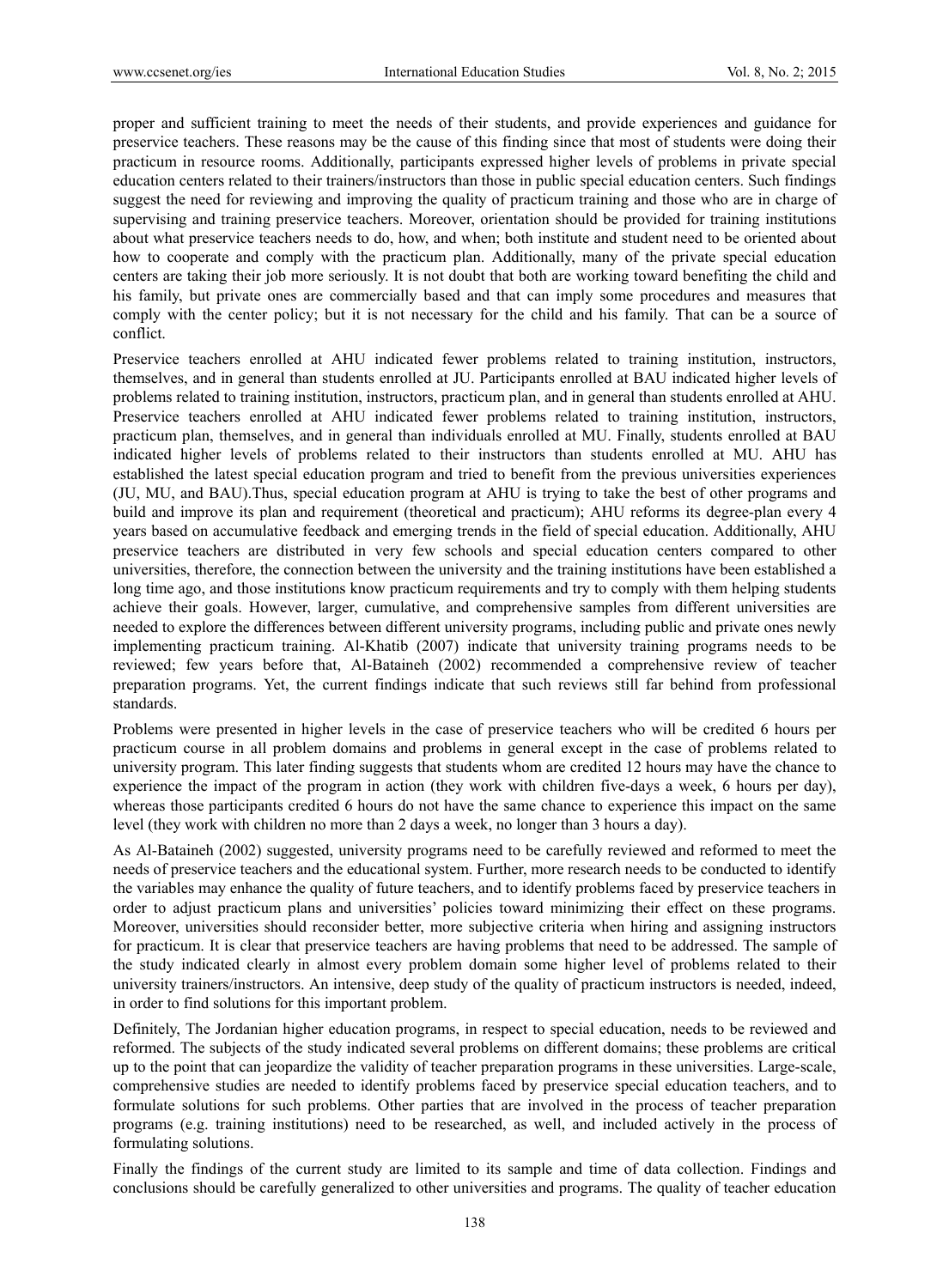proper and sufficient training to meet the needs of their students, and provide experiences and guidance for preservice teachers. These reasons may be the cause of this finding since that most of students were doing their practicum in resource rooms. Additionally, participants expressed higher levels of problems in private special education centers related to their trainers/instructors than those in public special education centers. Such findings suggest the need for reviewing and improving the quality of practicum training and those who are in charge of supervising and training preservice teachers. Moreover, orientation should be provided for training institutions about what preservice teachers needs to do, how, and when; both institute and student need to be oriented about how to cooperate and comply with the practicum plan. Additionally, many of the private special education centers are taking their job more seriously. It is not doubt that both are working toward benefiting the child and his family, but private ones are commercially based and that can imply some procedures and measures that comply with the center policy; but it is not necessary for the child and his family. That can be a source of conflict.

Preservice teachers enrolled at AHU indicated fewer problems related to training institution, instructors, themselves, and in general than students enrolled at JU. Participants enrolled at BAU indicated higher levels of problems related to training institution, instructors, practicum plan, and in general than students enrolled at AHU. Preservice teachers enrolled at AHU indicated fewer problems related to training institution, instructors, practicum plan, themselves, and in general than individuals enrolled at MU. Finally, students enrolled at BAU indicated higher levels of problems related to their instructors than students enrolled at MU. AHU has established the latest special education program and tried to benefit from the previous universities experiences (JU, MU, and BAU).Thus, special education program at AHU is trying to take the best of other programs and build and improve its plan and requirement (theoretical and practicum); AHU reforms its degree-plan every 4 years based on accumulative feedback and emerging trends in the field of special education. Additionally, AHU preservice teachers are distributed in very few schools and special education centers compared to other universities, therefore, the connection between the university and the training institutions have been established a long time ago, and those institutions know practicum requirements and try to comply with them helping students achieve their goals. However, larger, cumulative, and comprehensive samples from different universities are needed to explore the differences between different university programs, including public and private ones newly implementing practicum training. Al-Khatib (2007) indicate that university training programs needs to be reviewed; few years before that, Al-Bataineh (2002) recommended a comprehensive review of teacher preparation programs. Yet, the current findings indicate that such reviews still far behind from professional standards.

Problems were presented in higher levels in the case of preservice teachers who will be credited 6 hours per practicum course in all problem domains and problems in general except in the case of problems related to university program. This later finding suggests that students whom are credited 12 hours may have the chance to experience the impact of the program in action (they work with children five-days a week, 6 hours per day), whereas those participants credited 6 hours do not have the same chance to experience this impact on the same level (they work with children no more than 2 days a week, no longer than 3 hours a day).

As Al-Bataineh (2002) suggested, university programs need to be carefully reviewed and reformed to meet the needs of preservice teachers and the educational system. Further, more research needs to be conducted to identify the variables may enhance the quality of future teachers, and to identify problems faced by preservice teachers in order to adjust practicum plans and universities' policies toward minimizing their effect on these programs. Moreover, universities should reconsider better, more subjective criteria when hiring and assigning instructors for practicum. It is clear that preservice teachers are having problems that need to be addressed. The sample of the study indicated clearly in almost every problem domain some higher level of problems related to their university trainers/instructors. An intensive, deep study of the quality of practicum instructors is needed, indeed, in order to find solutions for this important problem.

Definitely, The Jordanian higher education programs, in respect to special education, needs to be reviewed and reformed. The subjects of the study indicated several problems on different domains; these problems are critical up to the point that can jeopardize the validity of teacher preparation programs in these universities. Large-scale, comprehensive studies are needed to identify problems faced by preservice special education teachers, and to formulate solutions for such problems. Other parties that are involved in the process of teacher preparation programs (e.g. training institutions) need to be researched, as well, and included actively in the process of formulating solutions.

Finally the findings of the current study are limited to its sample and time of data collection. Findings and conclusions should be carefully generalized to other universities and programs. The quality of teacher education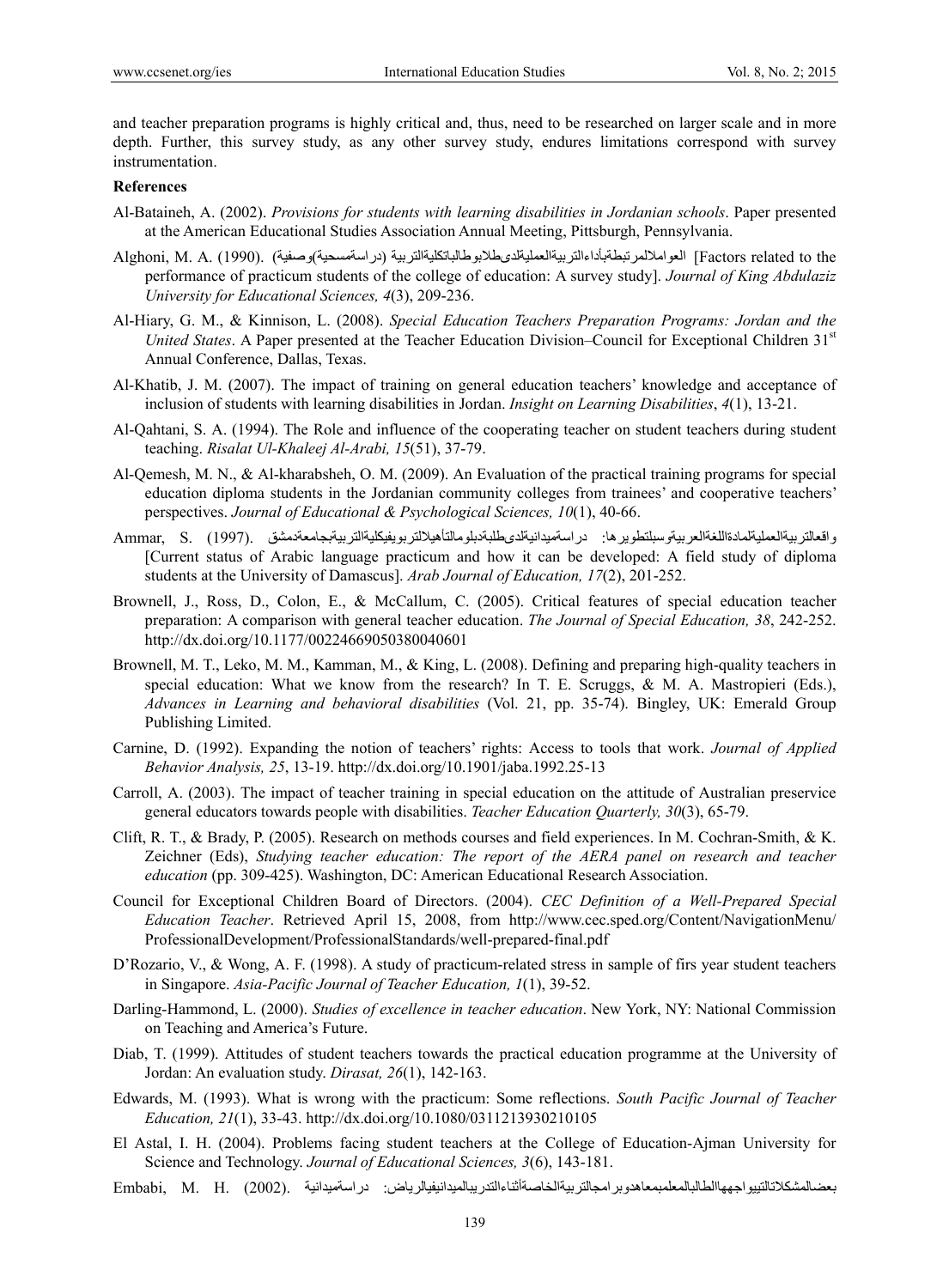and teacher preparation programs is highly critical and, thus, need to be researched on larger scale and in more depth. Further, this survey study, as any other survey study, endures limitations correspond with survey instrumentation.

## References

Al-Bataineh, A. (2002). *Provisions for students with learning disabilities in Jordanian schools*. Paper presented at the American Educational Studies Association Annual Meeting, Pittsburgh, Pennsylvania.

Alghoni, M. A. (1990). العواملالمرتبطةبأداءالتربيةالعمليةلدىطلابوطالباتكليةالتربية (دراسةمسحية)وصفية [Factors related to the performance of practicum students of the college of education: A survey study]. *Journal of King Abdulaziz University for Educational Sciences, 4*(3), 209-236.

Al-Hiary, G. M., & Kinnison, L. (2008). *Special Education Teachers Preparation Programs: Jordan and the United States*. A Paper presented at the Teacher Education Division–Council for Exceptional Children 31st Annual Conference, Dallas, Texas.

Al-Khatib, J. M. (2007). The impact of training on general education teachers' knowledge and acceptance of inclusion of students with learning disabilities in Jordan. *Insight on Learning Disabilities*, *4*(1), 13-21.

Al-Qahtani, S. A. (1994). The Role and influence of the cooperating teacher on student teachers during student teaching. *Risalat Ul-Khaleej Al-Arabi, 15*(51), 37-79.

Al-Qemesh, M. N., & Al-kharabsheh, O. M. (2009). An Evaluation of the practical training programs for special education diploma students in the Jordanian community colleges from trainees' and cooperative teachers' perspectives. *Journal of Educational & Psychological Sciences, 10*(1), 40-66.

Ammar, S. (1997). واقعالتربيةالعمليةلمادةاللغةالعربيةوسبلتطويرها: دراسةميدانيةلدىطلبةدبلومالتأهيلالتربويفيكليةالتربيةجامعةدمشق [Current status of Arabic language practicum and how it can be developed: A field study of diploma students at the University of Damascus]. *Arab Journal of Education, 17*(2), 201-252.

Brownell, J., Ross, D., Colon, E., & McCallum, C. (2005). Critical features of special education teacher preparation: A comparison with general teacher education. *The Journal of Special Education, 38*, 242-252. http://dx.doi.org/10.1177/00224669050380040601

Brownell, M. T., Leko, M. M., Kamman, M., & King, L. (2008). Defining and preparing high-quality teachers in special education: What we know from the research? In T. E. Scruggs, & M. A. Mastropieri (Eds.), *Advances in Learning and behavioral disabilities* (Vol. 21, pp. 35-74). Bingley, UK: Emerald Group Publishing Limited.

Carnine, D. (1992). Expanding the notion of teachers' rights: Access to tools that work. *Journal of Applied Behavior Analysis, 25*, 13-19. http://dx.doi.org/10.1901/jaba.1992.25-13

Carroll, A. (2003). The impact of teacher training in special education on the attitude of Australian preservice general educators towards people with disabilities. *Teacher Education Quarterly, 30*(3), 65-79.

Clift, R. T., & Brady, P. (2005). Research on methods courses and field experiences. In M. Cochran-Smith, & K. Zeichner (Eds), *Studying teacher education: The report of the AERA panel on research and teacher education* (pp. 309-425). Washington, DC: American Educational Research Association.

Council for Exceptional Children Board of Directors. (2004). *CEC Definition of a Well-Prepared Special Education Teacher*. Retrieved April 15, 2008, from http://www.cec.sped.org/Content/NavigationMenu/ProfessionalDevelopment/ProfessionalStandards/well-prepared-final.pdf

D'Rozario, V., & Wong, A. F. (1998). A study of practicum-related stress in sample of firs year student teachers in Singapore. *Asia-Pacific Journal of Teacher Education, 1*(1), 39-52.

Darling-Hammond, L. (2000). *Studies of excellence in teacher education*. New York, NY: National Commission on Teaching and America's Future.

Diab, T. (1999). Attitudes of student teachers towards the practical education programme at the University of Jordan: An evaluation study. *Dirasat, 26*(1), 142-163.

Edwards, M. (1993). What is wrong with the practicum: Some reflections. *South Pacific Journal of Teacher Education, 21*(1), 33-43. http://dx.doi.org/10.1080/0311213930210105

El Astal, I. H. (2004). Problems facing student teachers at the College of Education-Ajman University for Science and Technology. *Journal of Educational Sciences, 3*(6), 143-181.

Embabi, M. H. (2002). بعضالمشكلاتالتييواجههاالطالبالمعلمبمعاهدوبرامجالتربيةالخاصةأثناءالتدريبالميدانيفيالرياض: دراسةميدانية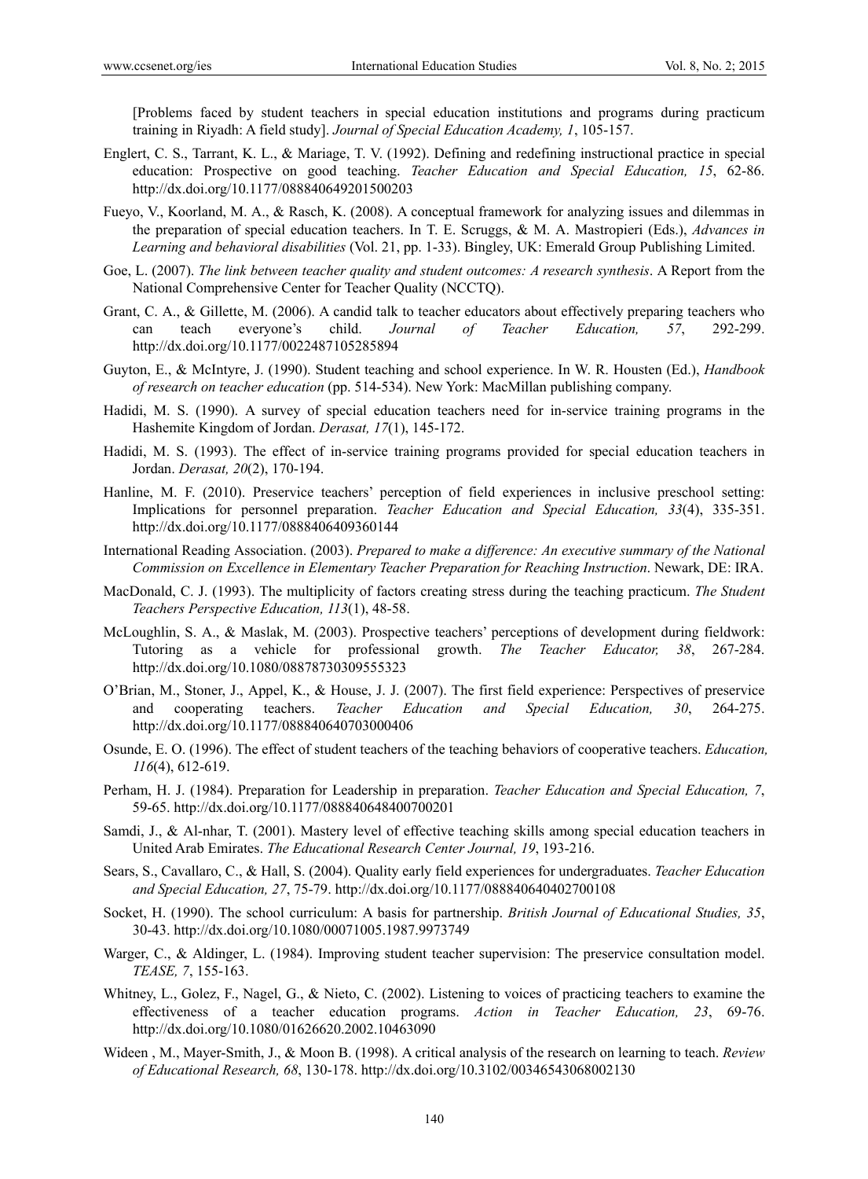[Problems faced by student teachers in special education institutions and programs during practicum training in Riyadh: A field study]. *Journal of Special Education Academy, 1*, 105-157.

Englert, C. S., Tarrant, K. L., & Mariage, T. V. (1992). Defining and redefining instructional practice in special education: Prospective on good teaching. *Teacher Education and Special Education, 15*, 62-86. http://dx.doi.org/10.1177/088840649201500203

Fueyo, V., Koorland, M. A., & Rasch, K. (2008). A conceptual framework for analyzing issues and dilemmas in the preparation of special education teachers. In T. E. Scruggs, & M. A. Mastropieri (Eds.), *Advances in Learning and behavioral disabilities* (Vol. 21, pp. 1-33). Bingley, UK: Emerald Group Publishing Limited.

Goe, L. (2007). *The link between teacher quality and student outcomes: A research synthesis*. A Report from the National Comprehensive Center for Teacher Quality (NCCTQ).

Grant, C. A., & Gillette, M. (2006). A candid talk to teacher educators about effectively preparing teachers who can teach everyone's child. *Journal of Teacher Education, 57*, 292-299. http://dx.doi.org/10.1177/0022487105285894

Guyton, E., & McIntyre, J. (1990). Student teaching and school experience. In W. R. Housten (Ed.), *Handbook of research on teacher education* (pp. 514-534). New York: MacMillan publishing company.

Hadidi, M. S. (1990). A survey of special education teachers need for in-service training programs in the Hashemite Kingdom of Jordan. *Derasat, 17*(1), 145-172.

Hadidi, M. S. (1993). The effect of in-service training programs provided for special education teachers in Jordan. *Derasat, 20*(2), 170-194.

Hanline, M. F. (2010). Preservice teachers' perception of field experiences in inclusive preschool setting: Implications for personnel preparation. *Teacher Education and Special Education, 33*(4), 335-351. http://dx.doi.org/10.1177/0888406409360144

International Reading Association. (2003). *Prepared to make a difference: An executive summary of the National Commission on Excellence in Elementary Teacher Preparation for Reaching Instruction*. Newark, DE: IRA.

MacDonald, C. J. (1993). The multiplicity of factors creating stress during the teaching practicum. *The Student Teachers Perspective Education, 113*(1), 48-58.

McLoughlin, S. A., & Maslak, M. (2003). Prospective teachers' perceptions of development during fieldwork: Tutoring as a vehicle for professional growth. *The Teacher Educator, 38*, 267-284. http://dx.doi.org/10.1080/08878730309555323

O'Brian, M., Stoner, J., Appel, K., & House, J. J. (2007). The first field experience: Perspectives of preservice and cooperating teachers. *Teacher Education and Special Education, 30*, 264-275. http://dx.doi.org/10.1177/088840640703000406

Osunde, E. O. (1996). The effect of student teachers of the teaching behaviors of cooperative teachers. *Education, 116*(4), 612-619.

Perham, H. J. (1984). Preparation for Leadership in preparation. *Teacher Education and Special Education, 7*, 59-65. http://dx.doi.org/10.1177/088840648400700201

Samdi, J., & Al-nhar, T. (2001). Mastery level of effective teaching skills among special education teachers in United Arab Emirates. *The Educational Research Center Journal, 19*, 193-216.

Sears, S., Cavallaro, C., & Hall, S. (2004). Quality early field experiences for undergraduates. *Teacher Education and Special Education, 27*, 75-79. http://dx.doi.org/10.1177/088840640402700108

Socket, H. (1990). The school curriculum: A basis for partnership. *British Journal of Educational Studies, 35*, 30-43. http://dx.doi.org/10.1080/00071005.1987.9973749

Warger, C., & Aldinger, L. (1984). Improving student teacher supervision: The preservice consultation model. *TEASE, 7*, 155-163.

Whitney, L., Golez, F., Nagel, G., & Nieto, C. (2002). Listening to voices of practicing teachers to examine the effectiveness of a teacher education programs. *Action in Teacher Education, 23*, 69-76. http://dx.doi.org/10.1080/01626620.2002.10463090

Wideen , M., Mayer-Smith, J., & Moon B. (1998). A critical analysis of the research on learning to teach. *Review of Educational Research, 68*, 130-178. http://dx.doi.org/10.3102/00346543068002130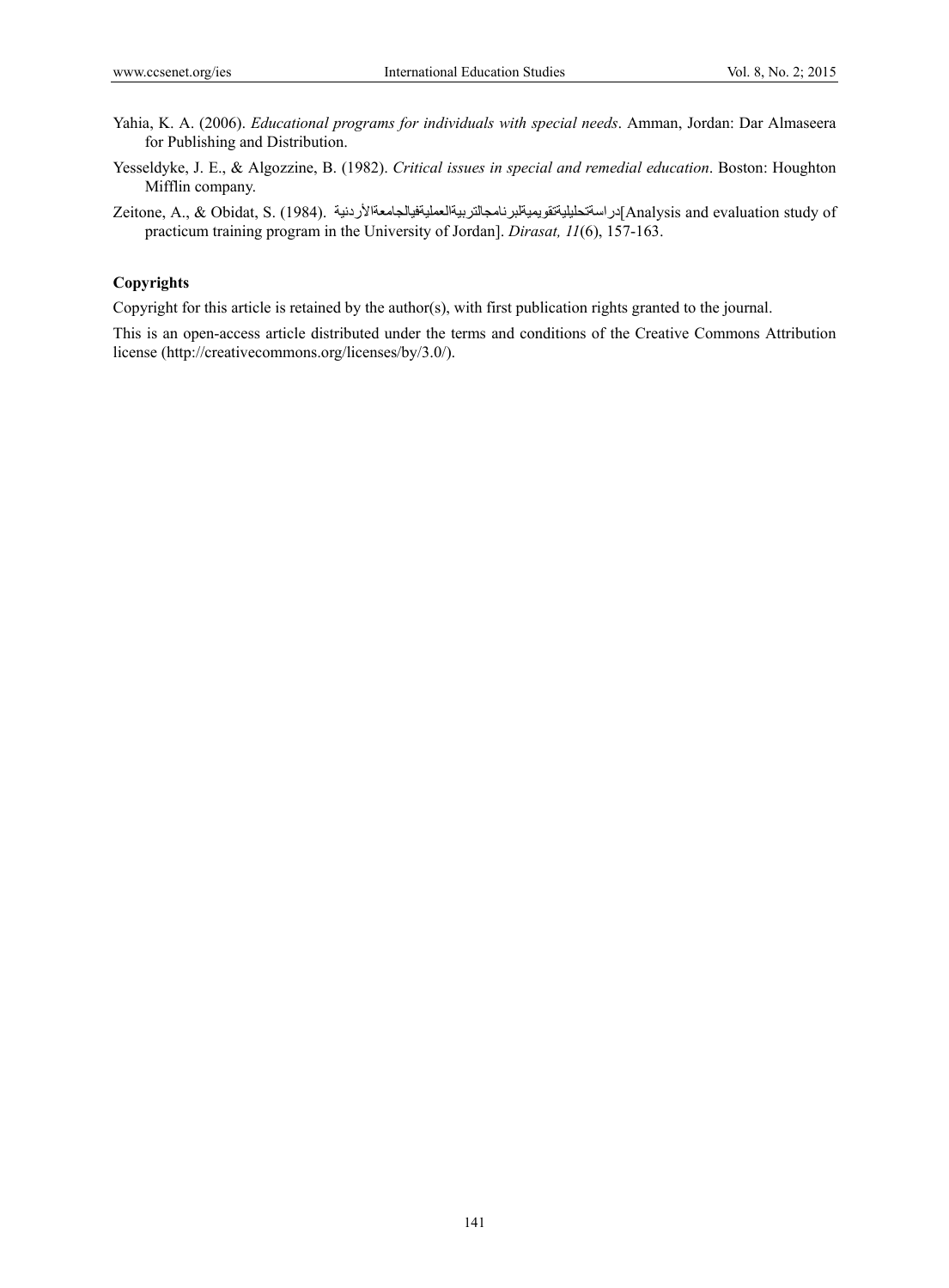Yahia, K. A. (2006). *Educational programs for individuals with special needs*. Amman, Jordan: Dar Almaseera for Publishing and Distribution.

Yesseldyke, J. E., & Algozzine, B. (1982). *Critical issues in special and remedial education*. Boston: Houghton Mifflin company.

Zeitone, A., & Obidat, S. (1984). دراسةتحليليةتقويميةلبرنامجالتربيةالعمليةفيالجامعةالأردنية [Analysis and evaluation study of practicum training program in the University of Jordan]. *Dirasat, 11*(6), 157-163.

**Copyrights**

Copyright for this article is retained by the author(s), with first publication rights granted to the journal.

This is an open-access article distributed under the terms and conditions of the Creative Commons Attribution license (http://creativecommons.org/licenses/by/3.0/).